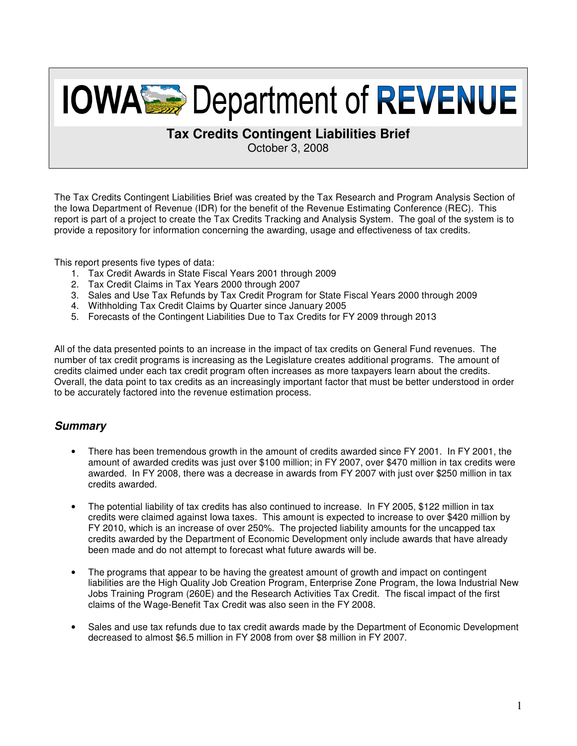# IOWA Department of REVENUE

## Tax Credits Contingent Liabilities Brief

October 3, 2008

The Tax Credits Contingent Liabilities Brief was created by the Tax Research and Program Analysis Section of the Iowa Department of Revenue (IDR) for the benefit of the Revenue Estimating Conference (REC). This report is part of a project to create the Tax Credits Tracking and Analysis System. The goal of the system is to provide a repository for information concerning the awarding, usage and effectiveness of tax credits.

This report presents five types of data:

1. Tax Credit Awards in State Fiscal Years 2001 through 2009
2. Tax Credit Claims in Tax Years 2000 through 2007
3. Sales and Use Tax Refunds by Tax Credit Program for State Fiscal Years 2000 through 2009
4. Withholding Tax Credit Claims by Quarter since January 2005
5. Forecasts of the Contingent Liabilities Due to Tax Credits for FY 2009 through 2013

All of the data presented points to an increase in the impact of tax credits on General Fund revenues. The number of tax credit programs is increasing as the Legislature creates additional programs. The amount of credits claimed under each tax credit program often increases as more taxpayers learn about the credits. Overall, the data point to tax credits as an increasingly important factor that must be better understood in order to be accurately factored into the revenue estimation process.

### *Summary*

- There has been tremendous growth in the amount of credits awarded since FY 2001. In FY 2001, the amount of awarded credits was just over $100 million; in FY 2007, over $470 million in tax credits were awarded. In FY 2008, there was a decrease in awards from FY 2007 with just over $250 million in tax credits awarded.

- The potential liability of tax credits has also continued to increase. In FY 2005, $122 million in tax credits were claimed against Iowa taxes. This amount is expected to increase to over $420 million by FY 2010, which is an increase of over 250%. The projected liability amounts for the uncapped tax credits awarded by the Department of Economic Development only include awards that have already been made and do not attempt to forecast what future awards will be.

- The programs that appear to be having the greatest amount of growth and impact on contingent liabilities are the High Quality Job Creation Program, Enterprise Zone Program, the Iowa Industrial New Jobs Training Program (260E) and the Research Activities Tax Credit. The fiscal impact of the first claims of the Wage-Benefit Tax Credit was also seen in the FY 2008.

- Sales and use tax refunds due to tax credit awards made by the Department of Economic Development decreased to almost $6.5 million in FY 2008 from over $8 million in FY 2007.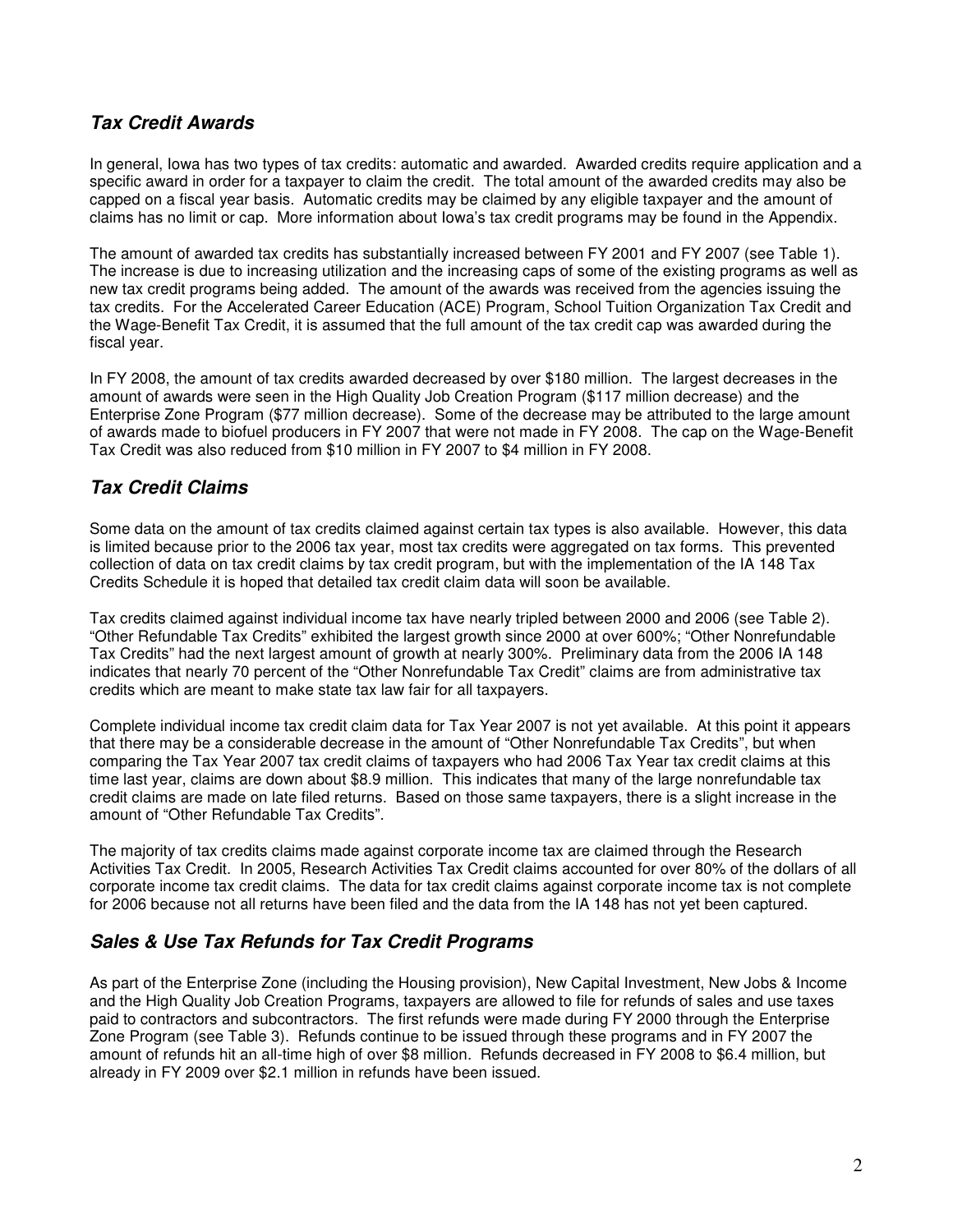## *Tax Credit Awards*

In general, Iowa has two types of tax credits: automatic and awarded. Awarded credits require application and a specific award in order for a taxpayer to claim the credit. The total amount of the awarded credits may also be capped on a fiscal year basis. Automatic credits may be claimed by any eligible taxpayer and the amount of claims has no limit or cap. More information about Iowa's tax credit programs may be found in the Appendix.

The amount of awarded tax credits has substantially increased between FY 2001 and FY 2007 (see Table 1). The increase is due to increasing utilization and the increasing caps of some of the existing programs as well as new tax credit programs being added. The amount of the awards was received from the agencies issuing the tax credits. For the Accelerated Career Education (ACE) Program, School Tuition Organization Tax Credit and the Wage-Benefit Tax Credit, it is assumed that the full amount of the tax credit cap was awarded during the fiscal year.

In FY 2008, the amount of tax credits awarded decreased by over $180 million. The largest decreases in the amount of awards were seen in the High Quality Job Creation Program ($117 million decrease) and the Enterprise Zone Program ($77 million decrease). Some of the decrease may be attributed to the large amount of awards made to biofuel producers in FY 2007 that were not made in FY 2008. The cap on the Wage-Benefit Tax Credit was also reduced from $10 million in FY 2007 to $4 million in FY 2008.

## *Tax Credit Claims*

Some data on the amount of tax credits claimed against certain tax types is also available. However, this data is limited because prior to the 2006 tax year, most tax credits were aggregated on tax forms. This prevented collection of data on tax credit claims by tax credit program, but with the implementation of the IA 148 Tax Credits Schedule it is hoped that detailed tax credit claim data will soon be available.

Tax credits claimed against individual income tax have nearly tripled between 2000 and 2006 (see Table 2). "Other Refundable Tax Credits" exhibited the largest growth since 2000 at over 600%; "Other Nonrefundable Tax Credits" had the next largest amount of growth at nearly 300%. Preliminary data from the 2006 IA 148 indicates that nearly 70 percent of the "Other Nonrefundable Tax Credit" claims are from administrative tax credits which are meant to make state tax law fair for all taxpayers.

Complete individual income tax credit claim data for Tax Year 2007 is not yet available. At this point it appears that there may be a considerable decrease in the amount of "Other Nonrefundable Tax Credits", but when comparing the Tax Year 2007 tax credit claims of taxpayers who had 2006 Tax Year tax credit claims at this time last year, claims are down about $8.9 million. This indicates that many of the large nonrefundable tax credit claims are made on late filed returns. Based on those same taxpayers, there is a slight increase in the amount of "Other Refundable Tax Credits".

The majority of tax credits claims made against corporate income tax are claimed through the Research Activities Tax Credit. In 2005, Research Activities Tax Credit claims accounted for over 80% of the dollars of all corporate income tax credit claims. The data for tax credit claims against corporate income tax is not complete for 2006 because not all returns have been filed and the data from the IA 148 has not yet been captured.

## *Sales & Use Tax Refunds for Tax Credit Programs*

As part of the Enterprise Zone (including the Housing provision), New Capital Investment, New Jobs & Income and the High Quality Job Creation Programs, taxpayers are allowed to file for refunds of sales and use taxes paid to contractors and subcontractors. The first refunds were made during FY 2000 through the Enterprise Zone Program (see Table 3). Refunds continue to be issued through these programs and in FY 2007 the amount of refunds hit an all-time high of over $8 million. Refunds decreased in FY 2008 to $6.4 million, but already in FY 2009 over $2.1 million in refunds have been issued.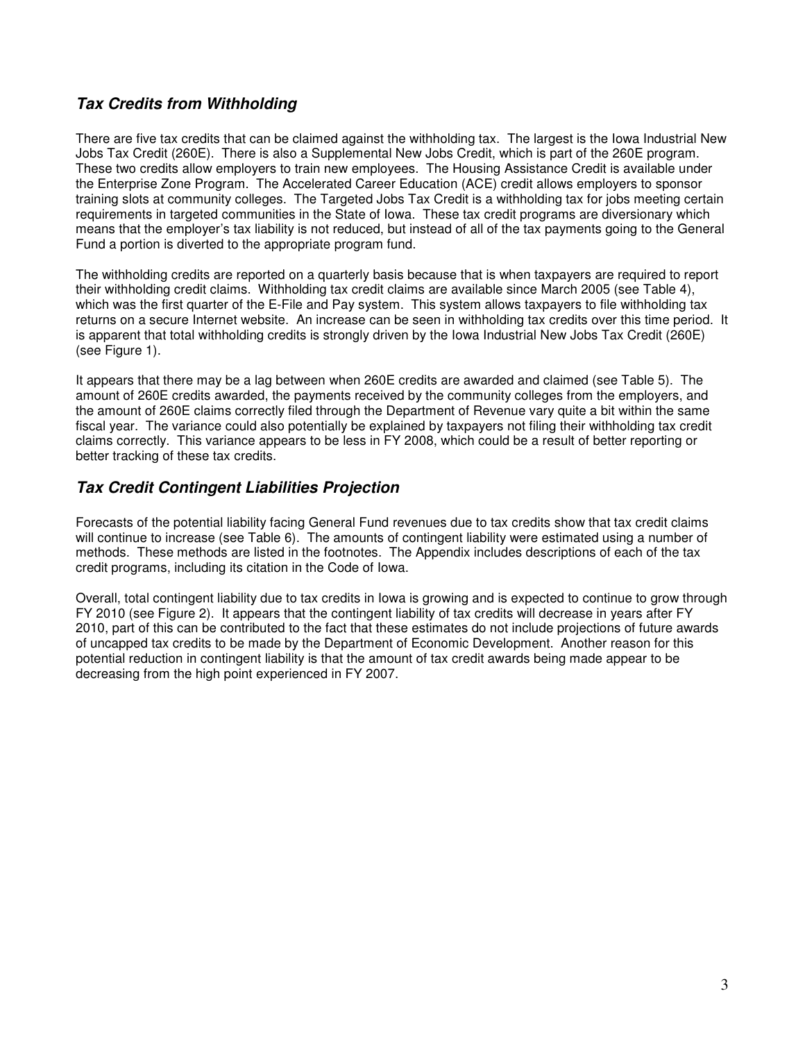## ***Tax Credits from Withholding***

There are five tax credits that can be claimed against the withholding tax. The largest is the Iowa Industrial New Jobs Tax Credit (260E). There is also a Supplemental New Jobs Credit, which is part of the 260E program. These two credits allow employers to train new employees. The Housing Assistance Credit is available under the Enterprise Zone Program. The Accelerated Career Education (ACE) credit allows employers to sponsor training slots at community colleges. The Targeted Jobs Tax Credit is a withholding tax for jobs meeting certain requirements in targeted communities in the State of Iowa. These tax credit programs are diversionary which means that the employer's tax liability is not reduced, but instead of all of the tax payments going to the General Fund a portion is diverted to the appropriate program fund.

The withholding credits are reported on a quarterly basis because that is when taxpayers are required to report their withholding credit claims. Withholding tax credit claims are available since March 2005 (see Table 4), which was the first quarter of the E-File and Pay system. This system allows taxpayers to file withholding tax returns on a secure Internet website. An increase can be seen in withholding tax credits over this time period. It is apparent that total withholding credits is strongly driven by the Iowa Industrial New Jobs Tax Credit (260E) (see Figure 1).

It appears that there may be a lag between when 260E credits are awarded and claimed (see Table 5). The amount of 260E credits awarded, the payments received by the community colleges from the employers, and the amount of 260E claims correctly filed through the Department of Revenue vary quite a bit within the same fiscal year. The variance could also potentially be explained by taxpayers not filing their withholding tax credit claims correctly. This variance appears to be less in FY 2008, which could be a result of better reporting or better tracking of these tax credits.

## ***Tax Credit Contingent Liabilities Projection***

Forecasts of the potential liability facing General Fund revenues due to tax credits show that tax credit claims will continue to increase (see Table 6). The amounts of contingent liability were estimated using a number of methods. These methods are listed in the footnotes. The Appendix includes descriptions of each of the tax credit programs, including its citation in the Code of Iowa.

Overall, total contingent liability due to tax credits in Iowa is growing and is expected to continue to grow through FY 2010 (see Figure 2). It appears that the contingent liability of tax credits will decrease in years after FY 2010, part of this can be contributed to the fact that these estimates do not include projections of future awards of uncapped tax credits to be made by the Department of Economic Development. Another reason for this potential reduction in contingent liability is that the amount of tax credit awards being made appear to be decreasing from the high point experienced in FY 2007.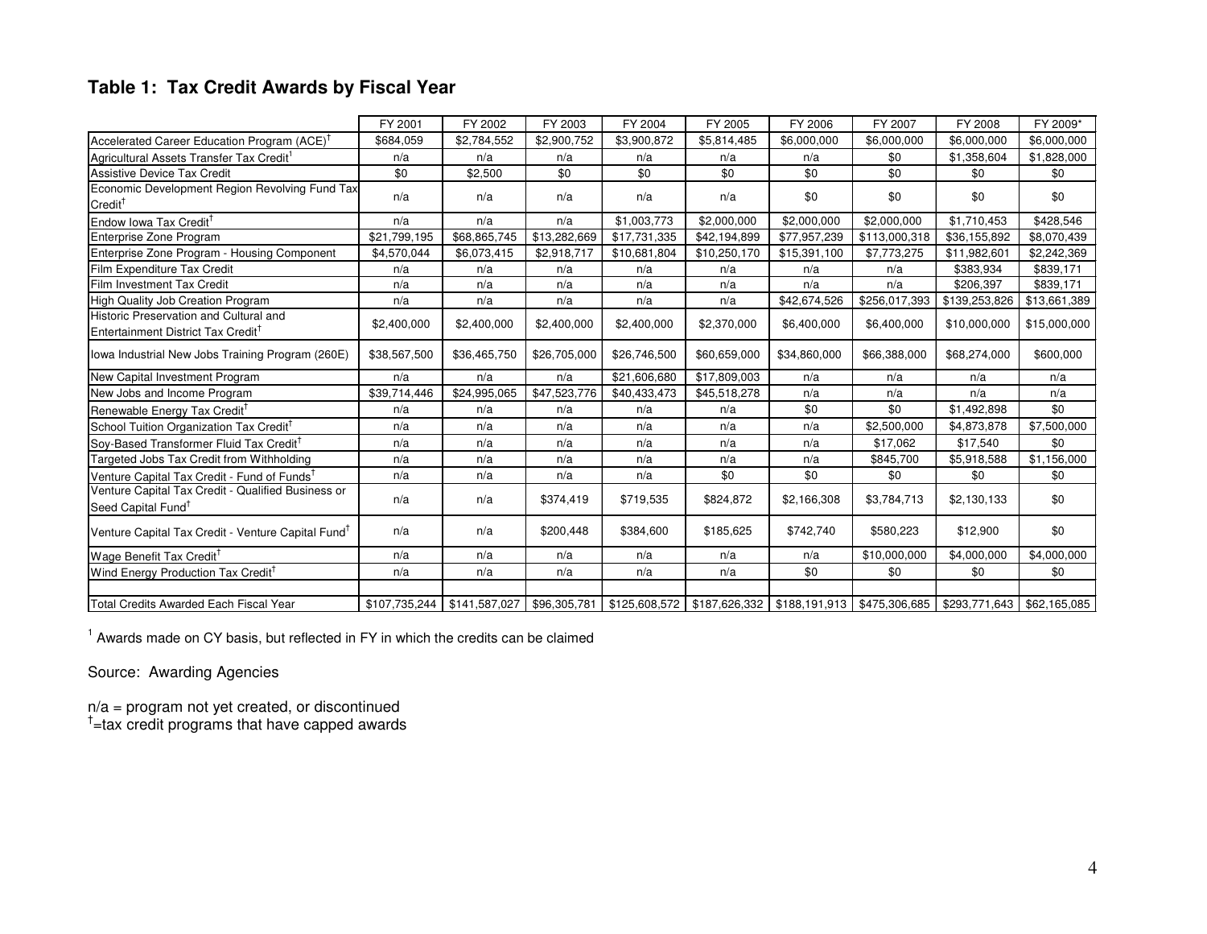## Table 1: Tax Credit Awards by Fiscal Year

| | FY 2001 | FY 2002 | FY 2003 | FY 2004 | FY 2005 | FY 2006 | FY 2007 | FY 2008 | FY 2009* |
|---|---|---|---|---|---|---|---|---|---|
| Accelerated Career Education Program (ACE)† | $684,059 | $2,784,552 | $2,900,752 | $3,900,872 | $5,814,485 | $6,000,000 | $6,000,000 | $6,000,000 | $6,000,000 |
| Agricultural Assets Transfer Tax Credit† | n/a | n/a | n/a | n/a | n/a | n/a | $0 | $1,358,604 | $1,828,000 |
| Assistive Device Tax Credit | $0 | $2,500 | $0 | $0 | $0 | $0 | $0 | $0 | $0 |
| Economic Development Region Revolving Fund Tax Credit† | n/a | n/a | n/a | n/a | n/a | $0 | $0 | $0 | $0 |
| Endow Iowa Tax Credit† | n/a | n/a | n/a | $1,003,773 | $2,000,000 | $2,000,000 | $2,000,000 | $1,710,453 | $428,546 |
| Enterprise Zone Program | $21,799,195 | $68,865,745 | $13,282,669 | $17,731,335 | $42,194,899 | $77,957,239 | $113,000,318 | $36,155,892 | $8,070,439 |
| Enterprise Zone Program - Housing Component | $4,570,044 | $6,073,415 | $2,918,717 | $10,681,804 | $10,250,170 | $15,391,100 | $7,773,275 | $11,982,601 | $2,242,369 |
| Film Expenditure Tax Credit | n/a | n/a | n/a | n/a | n/a | n/a | n/a | $383,934 | $839,171 |
| Film Investment Tax Credit | n/a | n/a | n/a | n/a | n/a | n/a | n/a | $206,397 | $839,171 |
| High Quality Job Creation Program | n/a | n/a | n/a | n/a | n/a | $42,674,526 | $256,017,393 | $139,253,826 | $13,661,389 |
| Historic Preservation and Cultural and Entertainment District Tax Credit† | $2,400,000 | $2,400,000 | $2,400,000 | $2,400,000 | $2,370,000 | $6,400,000 | $6,400,000 | $10,000,000 | $15,000,000 |
| Iowa Industrial New Jobs Training Program (260E) | $38,567,500 | $36,465,750 | $26,705,000 | $26,746,500 | $60,659,000 | $34,860,000 | $66,388,000 | $68,274,000 | $600,000 |
| New Capital Investment Program | n/a | n/a | n/a | $21,606,680 | $17,809,003 | n/a | n/a | n/a | n/a |
| New Jobs and Income Program | $39,714,446 | $24,995,065 | $47,523,776 | $40,433,473 | $45,518,278 | n/a | n/a | n/a | n/a |
| Renewable Energy Tax Credit† | n/a | n/a | n/a | n/a | n/a | $0 | $0 | $1,492,898 | $0 |
| School Tuition Organization Tax Credit† | n/a | n/a | n/a | n/a | n/a | n/a | $2,500,000 | $4,873,878 | $7,500,000 |
| Soy-Based Transformer Fluid Tax Credit† | n/a | n/a | n/a | n/a | n/a | n/a | $17,062 | $17,540 | $0 |
| Targeted Jobs Tax Credit from Withholding | n/a | n/a | n/a | n/a | n/a | n/a | $845,700 | $5,918,588 | $1,156,000 |
| Venture Capital Tax Credit - Fund of Funds† | n/a | n/a | n/a | n/a | $0 | $0 | $0 | $0 | $0 |
| Venture Capital Tax Credit - Qualified Business or Seed Capital Fund† | n/a | n/a | $374,419 | $719,535 | $824,872 | $2,166,308 | $3,784,713 | $2,130,133 | $0 |
| Venture Capital Tax Credit - Venture Capital Fund† | n/a | n/a | $200,448 | $384,600 | $185,625 | $742,740 | $580,223 | $12,900 | $0 |
| Wage Benefit Tax Credit† | n/a | n/a | n/a | n/a | n/a | n/a | $10,000,000 | $4,000,000 | $4,000,000 |
| Wind Energy Production Tax Credit† | n/a | n/a | n/a | n/a | n/a | $0 | $0 | $0 | $0 |
| | | | | | | | | | |
| Total Credits Awarded Each Fiscal Year | $107,735,244 | $141,587,027 | $96,305,781 | $125,608,572 | $187,626,332 | $188,191,913 | $475,306,685 | $293,771,643 | $62,165,085 |

[1] Awards made on CY basis, but reflected in FY in which the credits can be claimed

Source: Awarding Agencies

n/a = program not yet created, or discontinued
† = tax credit programs that have capped awards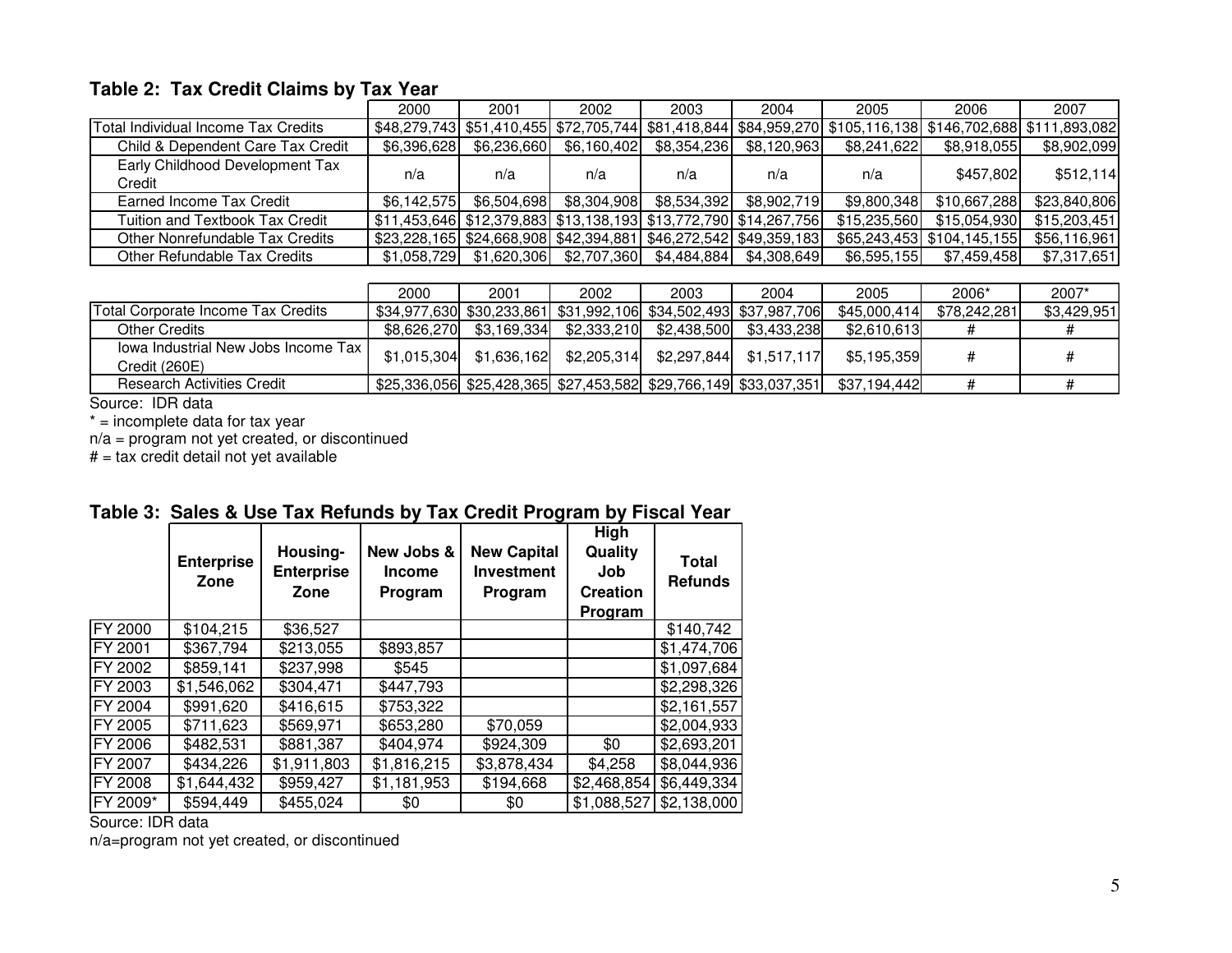### Table 2: Tax Credit Claims by Tax Year

| | 2000 | 2001 | 2002 | 2003 | 2004 | 2005 | 2006 | 2007 |
|---|---|---|---|---|---|---|---|---|
| Total Individual Income Tax Credits | $48,279,743 | $51,410,455 | $72,705,744 | $81,418,844 | $84,959,270 | $105,116,138 | $146,702,688 | $111,893,082 |
| Child & Dependent Care Tax Credit | $6,396,628 | $6,236,660 | $6,160,402 | $8,354,236 | $8,120,963 | $8,241,622 | $8,918,055 | $8,902,099 |
| Early Childhood Development Tax Credit | n/a | n/a | n/a | n/a | n/a | n/a | $457,802 | $512,114 |
| Earned Income Tax Credit | $6,142,575 | $6,504,698 | $8,304,908 | $8,534,392 | $8,902,719 | $9,800,348 | $10,667,288 | $23,840,806 |
| Tuition and Textbook Tax Credit | $11,453,646 | $12,379,883 | $13,138,193 | $13,772,790 | $14,267,756 | $15,235,560 | $15,054,930 | $15,203,451 |
| Other Nonrefundable Tax Credits | $23,228,165 | $24,668,908 | $42,394,881 | $46,272,542 | $49,359,183 | $65,243,453 | $104,145,155 | $56,116,961 |
| Other Refundable Tax Credits | $1,058,729 | $1,620,306 | $2,707,360 | $4,484,884 | $4,308,649 | $6,595,155 | $7,459,458 | $7,317,651 |

| | 2000 | 2001 | 2002 | 2003 | 2004 | 2005 | 2006* | 2007* |
|---|---|---|---|---|---|---|---|---|
| Total Corporate Income Tax Credits | $34,977,630 | $30,233,861 | $31,992,106 | $34,502,493 | $37,987,706 | $45,000,414 | $78,242,281 | $3,429,951 |
| Other Credits | $8,626,270 | $3,169,334 | $2,333,210 | $2,438,500 | $3,433,238 | $2,610,613 | # | # |
| Iowa Industrial New Jobs Income Tax Credit (260E) | $1,015,304 | $1,636,162 | $2,205,314 | $2,297,844 | $1,517,117 | $5,195,359 | # | # |
| Research Activities Credit | $25,336,056 | $25,428,365 | $27,453,582 | $29,766,149 | $33,037,351 | $37,194,442 | # | # |

Source: IDR data

* = incomplete data for tax year

n/a = program not yet created, or discontinued

# = tax credit detail not yet available

### Table 3: Sales & Use Tax Refunds by Tax Credit Program by Fiscal Year

| | Enterprise Zone | Housing-Enterprise Zone | New Jobs & Income Program | New Capital Investment Program | High Quality Job Creation Program | Total Refunds |
|---|---|---|---|---|---|---|
| FY 2000 | $104,215 | $36,527 | | | | $140,742 |
| FY 2001 | $367,794 | $213,055 | $893,857 | | | $1,474,706 |
| FY 2002 | $859,141 | $237,998 | $545 | | | $1,097,684 |
| FY 2003 | $1,546,062 | $304,471 | $447,793 | | | $2,298,326 |
| FY 2004 | $991,620 | $416,615 | $753,322 | | | $2,161,557 |
| FY 2005 | $711,623 | $569,971 | $653,280 | $70,059 | | $2,004,933 |
| FY 2006 | $482,531 | $881,387 | $404,974 | $924,309 | $0 | $2,693,201 |
| FY 2007 | $434,226 | $1,911,803 | $1,816,215 | $3,878,434 | $4,258 | $8,044,936 |
| FY 2008 | $1,644,432 | $959,427 | $1,181,953 | $194,668 | $2,468,854 | $6,449,334 |
| FY 2009* | $594,449 | $455,024 | $0 | $0 | $1,088,527 | $2,138,000 |

Source: IDR data

n/a=program not yet created, or discontinued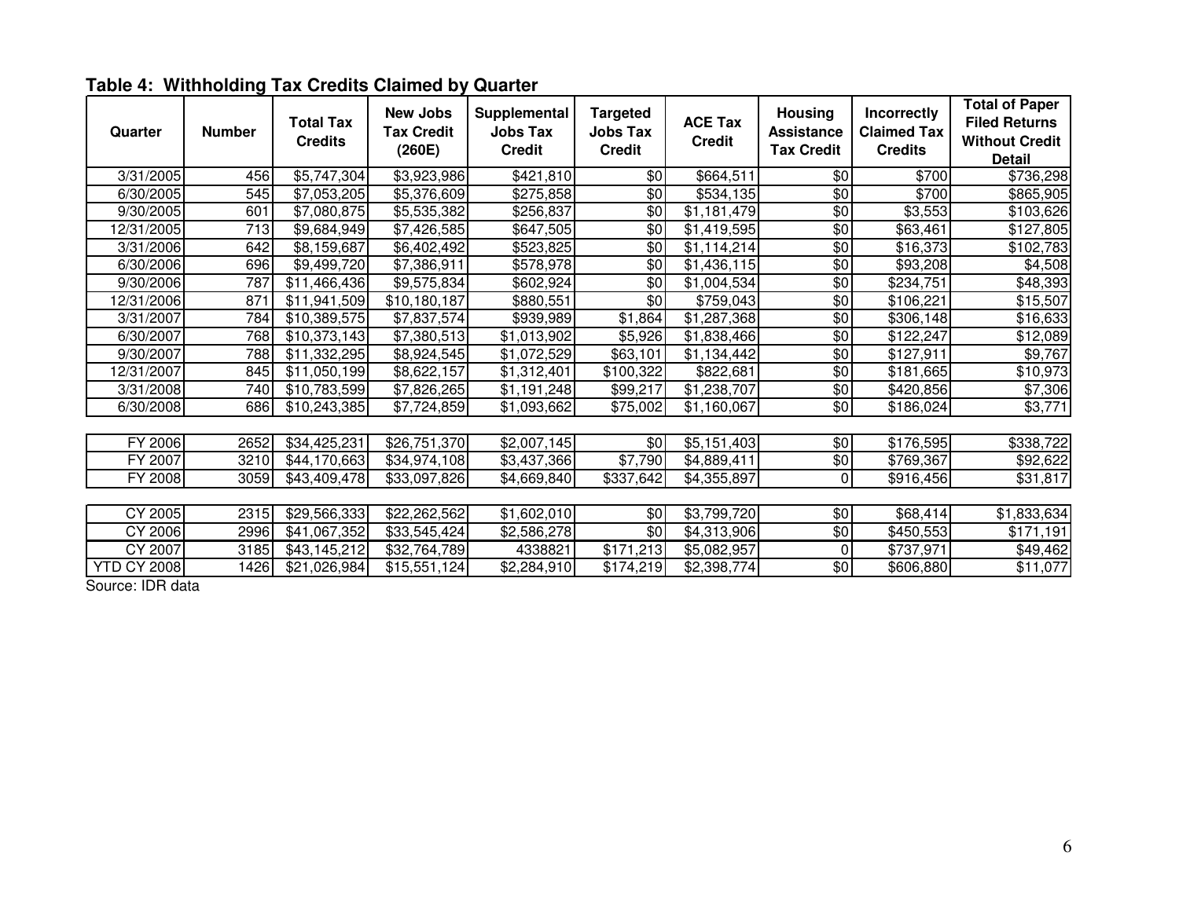**Table 4: Withholding Tax Credits Claimed by Quarter**

| Quarter | Number | Total Tax Credits | New Jobs Tax Credit (260E) | Supplemental Jobs Tax Credit | Targeted Jobs Tax Credit | ACE Tax Credit | Housing Assistance Tax Credit | Incorrectly Claimed Tax Credits | Total of Paper Filed Returns Without Credit Detail |
|---|---|---|---|---|---|---|---|---|---|
| 3/31/2005 | 456 | $5,747,304 | $3,923,986 | $421,810 | $0 | $664,511 | $0 | $700 | $736,298 |
| 6/30/2005 | 545 | $7,053,205 | $5,376,609 | $275,858 | $0 | $534,135 | $0 | $700 | $865,905 |
| 9/30/2005 | 601 | $7,080,875 | $5,535,382 | $256,837 | $0 | $1,181,479 | $0 | $3,553 | $103,626 |
| 12/31/2005 | 713 | $9,684,949 | $7,426,585 | $647,505 | $0 | $1,419,595 | $0 | $63,461 | $127,805 |
| 3/31/2006 | 642 | $8,159,687 | $6,402,492 | $523,825 | $0 | $1,114,214 | $0 | $16,373 | $102,783 |
| 6/30/2006 | 696 | $9,499,720 | $7,386,911 | $578,978 | $0 | $1,436,115 | $0 | $93,208 | $4,508 |
| 9/30/2006 | 787 | $11,466,436 | $9,575,834 | $602,924 | $0 | $1,004,534 | $0 | $234,751 | $48,393 |
| 12/31/2006 | 871 | $11,941,509 | $10,180,187 | $880,551 | $0 | $759,043 | $0 | $106,221 | $15,507 |
| 3/31/2007 | 784 | $10,389,575 | $7,837,574 | $939,989 | $1,864 | $1,287,368 | $0 | $306,148 | $16,633 |
| 6/30/2007 | 768 | $10,373,143 | $7,380,513 | $1,013,902 | $5,926 | $1,838,466 | $0 | $122,247 | $12,089 |
| 9/30/2007 | 788 | $11,332,295 | $8,924,545 | $1,072,529 | $63,101 | $1,134,442 | $0 | $127,911 | $9,767 |
| 12/31/2007 | 845 | $11,050,199 | $8,622,157 | $1,312,401 | $100,322 | $822,681 | $0 | $181,665 | $10,973 |
| 3/31/2008 | 740 | $10,783,599 | $7,826,265 | $1,191,248 | $99,217 | $1,238,707 | $0 | $420,856 | $7,306 |
| 6/30/2008 | 686 | $10,243,385 | $7,724,859 | $1,093,662 | $75,002 | $1,160,067 | $0 | $186,024 | $3,771 |
| | | | | | | | | | |
| FY 2006 | 2652 | $34,425,231 | $26,751,370 | $2,007,145 | $0 | $5,151,403 | $0 | $176,595 | $338,722 |
| FY 2007 | 3210 | $44,170,663 | $34,974,108 | $3,437,366 | $7,790 | $4,889,411 | $0 | $769,367 | $92,622 |
| FY 2008 | 3059 | $43,409,478 | $33,097,826 | $4,669,840 | $337,642 | $4,355,897 | 0 | $916,456 | $31,817 |
| | | | | | | | | | |
| CY 2005 | 2315 | $29,566,333 | $22,262,562 | $1,602,010 | $0 | $3,799,720 | $0 | $68,414 | $1,833,634 |
| CY 2006 | 2996 | $41,067,352 | $33,545,424 | $2,586,278 | $0 | $4,313,906 | $0 | $450,553 | $171,191 |
| CY 2007 | 3185 | $43,145,212 | $32,764,789 | 4338821 | $171,213 | $5,082,957 | 0 | $737,971 | $49,462 |
| YTD CY 2008 | 1426 | $21,026,984 | $15,551,124 | $2,284,910 | $174,219 | $2,398,774 | $0 | $606,880 | $11,077 |

Source: IDR data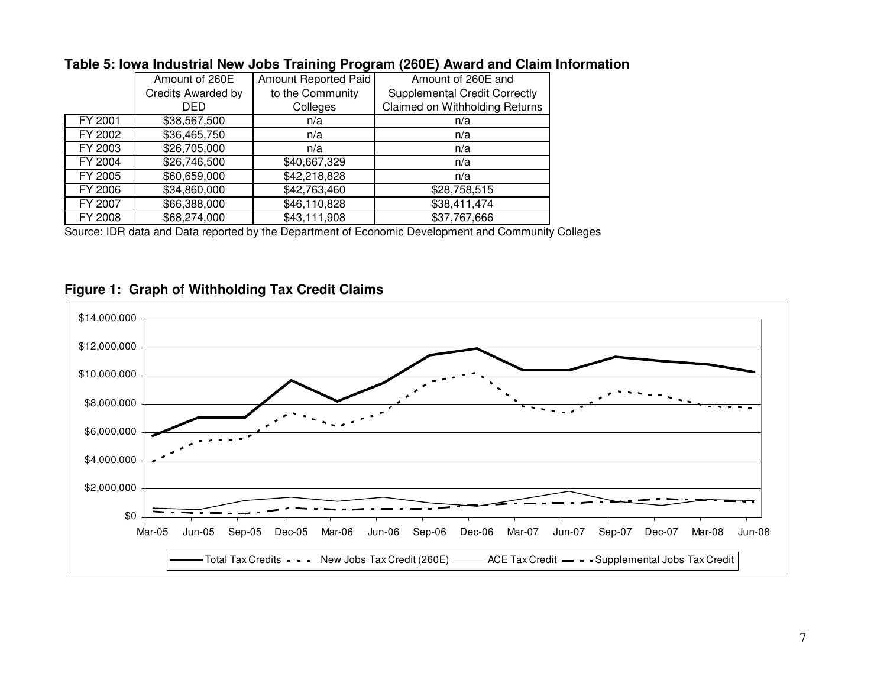**Table 5: Iowa Industrial New Jobs Training Program (260E) Award and Claim Information**

| | Amount of 260E Credits Awarded by DED | Amount Reported Paid to the Community Colleges | Amount of 260E and Supplemental Credit Correctly Claimed on Withholding Returns |
|---|---|---|---|
| FY 2001 | $38,567,500 | n/a | n/a |
| FY 2002 | $36,465,750 | n/a | n/a |
| FY 2003 | $26,705,000 | n/a | n/a |
| FY 2004 | $26,746,500 | $40,667,329 | n/a |
| FY 2005 | $60,659,000 | $42,218,828 | n/a |
| FY 2006 | $34,860,000 | $42,763,460 | $28,758,515 |
| FY 2007 | $66,388,000 | $46,110,828 | $38,411,474 |
| FY 2008 | $68,274,000 | $43,111,908 | $37,767,666 |

Source: IDR data and Data reported by the Department of Economic Development and Community Colleges

**Figure 1: Graph of Withholding Tax Credit Claims**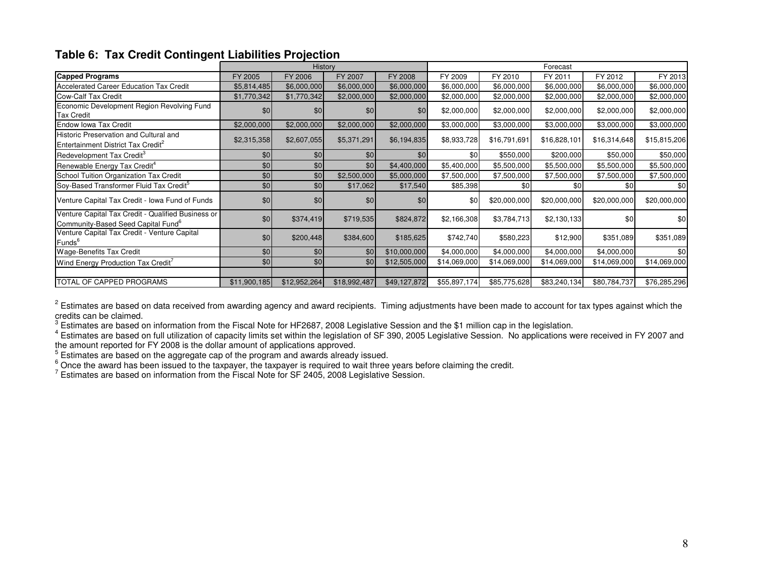## Table 6: Tax Credit Contingent Liabilities Projection

| | History | | | | Forecast | | | | |
|---|---|---|---|---|---|---|---|---|---|
| **Capped Programs** | FY 2005 | FY 2006 | FY 2007 | FY 2008 | FY 2009 | FY 2010 | FY 2011 | FY 2012 | FY 2013 |
| Accelerated Career Education Tax Credit | $5,814,485 | $6,000,000 | $6,000,000 | $6,000,000 | $6,000,000 | $6,000,000 | $6,000,000 | $6,000,000 | $6,000,000 |
| Cow-Calf Tax Credit | $1,770,342 | $1,770,342 | $2,000,000 | $2,000,000 | $2,000,000 | $2,000,000 | $2,000,000 | $2,000,000 | $2,000,000 |
| Economic Development Region Revolving Fund Tax Credit | $0 | $0 | $0 | $0 | $2,000,000 | $2,000,000 | $2,000,000 | $2,000,000 | $2,000,000 |
| Endow Iowa Tax Credit | $2,000,000 | $2,000,000 | $2,000,000 | $2,000,000 | $3,000,000 | $3,000,000 | $3,000,000 | $3,000,000 | $3,000,000 |
| Historic Preservation and Cultural and Entertainment District Tax Credit[2] | $2,315,358 | $2,607,055 | $5,371,291 | $6,194,835 | $8,933,728 | $16,791,691 | $16,828,101 | $16,314,648 | $15,815,206 |
| Redevelopment Tax Credit[3] | $0 | $0 | $0 | $0 | $0 | $550,000 | $200,000 | $50,000 | $50,000 |
| Renewable Energy Tax Credit[4] | $0 | $0 | $0 | $4,400,000 | $5,400,000 | $5,500,000 | $5,500,000 | $5,500,000 | $5,500,000 |
| School Tuition Organization Tax Credit | $0 | $0 | $2,500,000 | $5,000,000 | $7,500,000 | $7,500,000 | $7,500,000 | $7,500,000 | $7,500,000 |
| Soy-Based Transformer Fluid Tax Credit[5] | $0 | $0 | $17,062 | $17,540 | $85,398 | $0 | $0 | $0 | $0 |
| Venture Capital Tax Credit - Iowa Fund of Funds | $0 | $0 | $0 | $0 | $0 | $20,000,000 | $20,000,000 | $20,000,000 | $20,000,000 |
| Venture Capital Tax Credit - Qualified Business or Community-Based Seed Capital Fund[6] | $0 | $374,419 | $719,535 | $824,872 | $2,166,308 | $3,784,713 | $2,130,133 | $0 | $0 |
| Venture Capital Tax Credit - Venture Capital Funds[6] | $0 | $200,448 | $384,600 | $185,625 | $742,740 | $580,223 | $12,900 | $351,089 | $351,089 |
| Wage-Benefits Tax Credit | $0 | $0 | $0 | $10,000,000 | $4,000,000 | $4,000,000 | $4,000,000 | $4,000,000 | $0 |
| Wind Energy Production Tax Credit[7] | $0 | $0 | $0 | $12,505,000 | $14,069,000 | $14,069,000 | $14,069,000 | $14,069,000 | $14,069,000 |
| | | | | | | | | | |
| TOTAL OF CAPPED PROGRAMS | $11,900,185 | $12,952,264 | $18,992,487 | $49,127,872 | $55,897,174 | $85,775,628 | $83,240,134 | $80,784,737 | $76,285,296 |

[2] Estimates are based on data received from awarding agency and award recipients. Timing adjustments have been made to account for tax types against which the credits can be claimed.
[3] Estimates are based on information from the Fiscal Note for HF2687, 2008 Legislative Session and the $1 million cap in the legislation.
[4] Estimates are based on full utilization of capacity limits set within the legislation of SF 390, 2005 Legislative Session. No applications were received in FY 2007 and the amount reported for FY 2008 is the dollar amount of applications approved.
[5] Estimates are based on the aggregate cap of the program and awards already issued.
[6] Once the award has been issued to the taxpayer, the taxpayer is required to wait three years before claiming the credit.
[7] Estimates are based on information from the Fiscal Note for SF 2405, 2008 Legislative Session.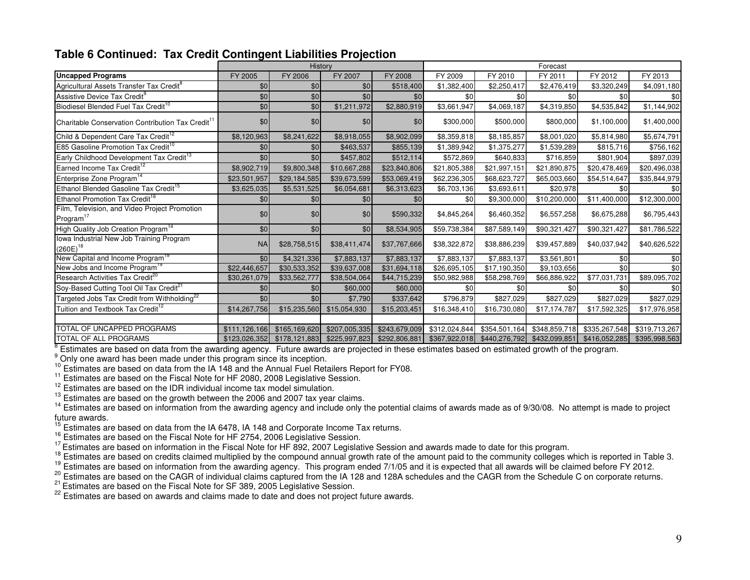## Table 6 Continued: Tax Credit Contingent Liabilities Projection

| | History | | | | Forecast | | | | |
|---|---|---|---|---|---|---|---|---|---|
| **Uncapped Programs** | FY 2005 | FY 2006 | FY 2007 | FY 2008 | FY 2009 | FY 2010 | FY 2011 | FY 2012 | FY 2013 |
| Agricultural Assets Transfer Tax Credit[8] | $0 | $0 | $0 | $518,400 | $1,382,400 | $2,250,417 | $2,476,419 | $3,320,249 | $4,091,180 |
| Assistive Device Tax Credit[9] | $0 | $0 | $0 | $0 | $0 | $0 | $0 | $0 | $0 |
| Biodiesel Blended Fuel Tax Credit[10] | $0 | $0 | $1,211,972 | $2,880,919 | $3,661,947 | $4,069,187 | $4,319,850 | $4,535,842 | $1,144,902 |
| Charitable Conservation Contribution Tax Credit[11] | $0 | $0 | $0 | $0 | $300,000 | $500,000 | $800,000 | $1,100,000 | $1,400,000 |
| Child & Dependent Care Tax Credit[12] | $8,120,963 | $8,241,622 | $8,918,055 | $8,902,099 | $8,359,818 | $8,185,857 | $8,001,020 | $5,814,980 | $5,674,791 |
| E85 Gasoline Promotion Tax Credit[10] | $0 | $0 | $463,537 | $855,139 | $1,389,942 | $1,375,277 | $1,539,289 | $815,716 | $756,162 |
| Early Childhood Development Tax Credit[13] | $0 | $0 | $457,802 | $512,114 | $572,869 | $640,833 | $716,859 | $801,904 | $897,039 |
| Earned Income Tax Credit[12] | $8,902,719 | $9,800,348 | $10,667,288 | $23,840,806 | $21,805,388 | $21,997,151 | $21,890,875 | $20,478,469 | $20,496,038 |
| Enterprise Zone Program[14] | $23,501,957 | $29,184,585 | $39,673,599 | $53,069,419 | $62,236,305 | $68,623,727 | $65,003,660 | $54,514,647 | $35,844,979 |
| Ethanol Blended Gasoline Tax Credit[15] | $3,625,035 | $5,531,525 | $6,054,681 | $6,313,623 | $6,703,136 | $3,693,611 | $20,978 | $0 | $0 |
| Ethanol Promotion Tax Credit[16] | $0 | $0 | $0 | $0 | $0 | $9,300,000 | $10,200,000 | $11,400,000 | $12,300,000 |
| Film, Television, and Video Project Promotion Program[17] | $0 | $0 | $0 | $590,332 | $4,845,264 | $6,460,352 | $6,557,258 | $6,675,288 | $6,795,443 |
| High Quality Job Creation Program[14] | $0 | $0 | $0 | $8,534,905 | $59,738,384 | $87,589,149 | $90,321,427 | $90,321,427 | $81,786,522 |
| Iowa Industrial New Job Training Program (260E)[18] | NA | $28,758,515 | $38,411,474 | $37,767,666 | $38,322,872 | $38,886,239 | $39,457,889 | $40,037,942 | $40,626,522 |
| New Capital and Income Program[19] | $0 | $4,321,336 | $7,883,137 | $7,883,137 | $7,883,137 | $7,883,137 | $3,561,801 | $0 | $0 |
| New Jobs and Income Program[19] | $22,446,657 | $30,533,352 | $39,637,008 | $31,694,118 | $26,695,105 | $17,190,350 | $9,103,656 | $0 | $0 |
| Research Activities Tax Credit[20] | $30,261,079 | $33,562,777 | $38,504,064 | $44,715,239 | $50,982,988 | $58,298,769 | $66,886,922 | $77,031,731 | $89,095,702 |
| Soy-Based Cutting Tool Oil Tax Credit[21] | $0 | $0 | $60,000 | $60,000 | $0 | $0 | $0 | $0 | $0 |
| Targeted Jobs Tax Credit from Withholding[22] | $0 | $0 | $7,790 | $337,642 | $796,879 | $827,029 | $827,029 | $827,029 | $827,029 |
| Tuition and Textbook Tax Credit[12] | $14,267,756 | $15,235,560 | $15,054,930 | $15,203,451 | $16,348,410 | $16,730,080 | $17,174,787 | $17,592,325 | $17,976,958 |
| | | | | | | | | | |
| TOTAL OF UNCAPPED PROGRAMS | $111,126,166 | $165,169,620 | $207,005,335 | $243,679,009 | $312,024,844 | $354,501,164 | $348,859,718 | $335,267,548 | $319,713,267 |
| TOTAL OF ALL PROGRAMS | $123,026,352 | $178,121,883 | $225,997,823 | $292,806,881 | $367,922,018 | $440,276,792 | $432,099,851 | $416,052,285 | $395,998,563 |

[8] Estimates are based on data from the awarding agency. Future awards are projected in these estimates based on estimated growth of the program.
[9] Only one award has been made under this program since its inception.
[10] Estimates are based on data from the IA 148 and the Annual Fuel Retailers Report for FY08.
[11] Estimates are based on the Fiscal Note for HF 2080, 2008 Legislative Session.
[12] Estimates are based on the IDR individual income tax model simulation.
[13] Estimates are based on the growth between the 2006 and 2007 tax year claims.
[14] Estimates are based on information from the awarding agency and include only the potential claims of awards made as of 9/30/08. No attempt is made to project future awards.
[15] Estimates are based on data from the IA 6478, IA 148 and Corporate Income Tax returns.
[16] Estimates are based on the Fiscal Note for HF 2754, 2006 Legislative Session.
[17] Estimates are based on information in the Fiscal Note for HF 892, 2007 Legislative Session and awards made to date for this program.
[18] Estimates are based on credits claimed multiplied by the compound annual growth rate of the amount paid to the community colleges which is reported in Table 3.
[19] Estimates are based on information from the awarding agency. This program ended 7/1/05 and it is expected that all awards will be claimed before FY 2012.
[20] Estimates are based on the CAGR of individual claims captured from the IA 128 and 128A schedules and the CAGR from the Schedule C on corporate returns.
[21] Estimates are based on the Fiscal Note for SF 389, 2005 Legislative Session.
[22] Estimates are based on awards and claims made to date and does not project future awards.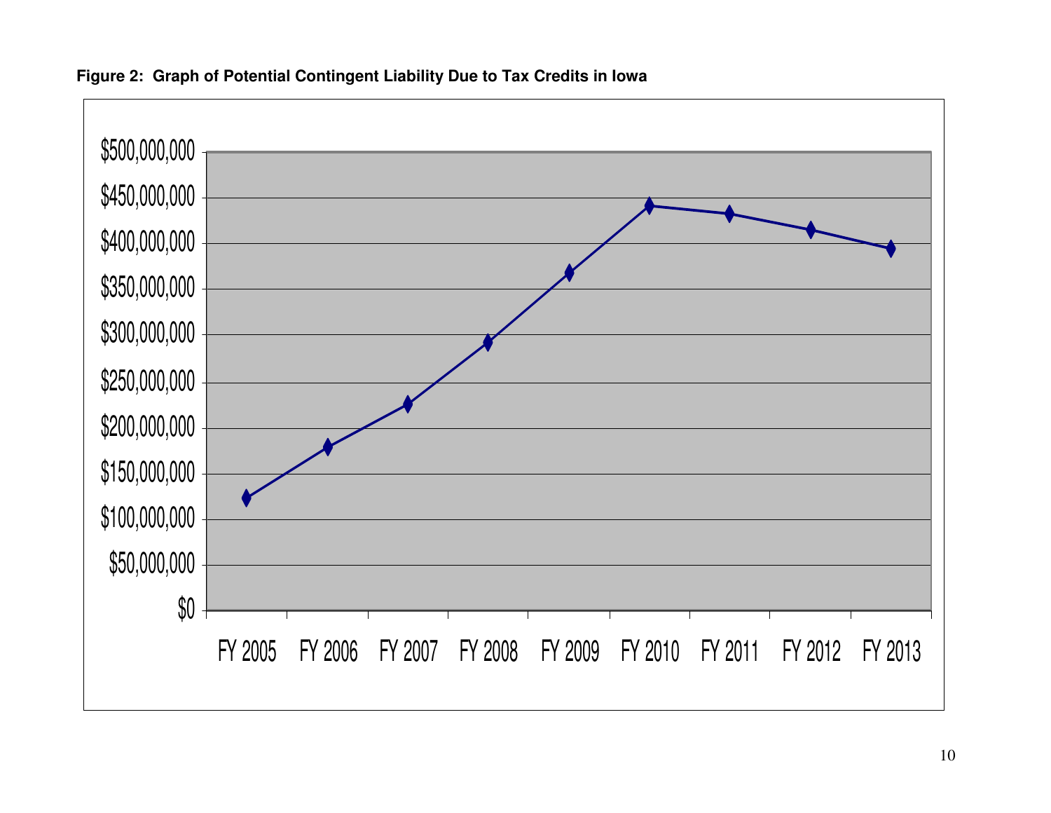**Figure 2: Graph of Potential Contingent Liability Due to Tax Credits in Iowa**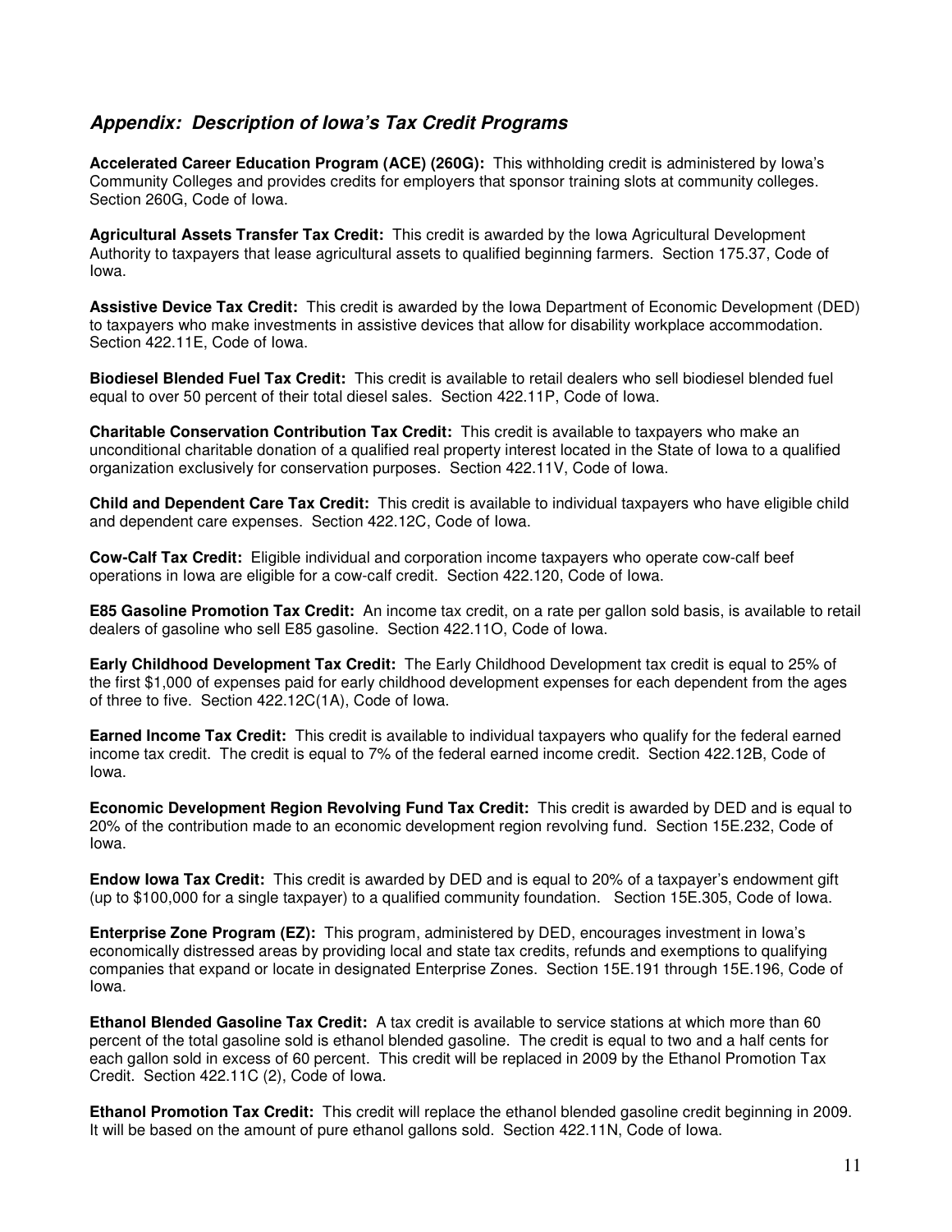## *Appendix: Description of Iowa's Tax Credit Programs*

**Accelerated Career Education Program (ACE) (260G):** This withholding credit is administered by Iowa's Community Colleges and provides credits for employers that sponsor training slots at community colleges. Section 260G, Code of Iowa.

**Agricultural Assets Transfer Tax Credit:** This credit is awarded by the Iowa Agricultural Development Authority to taxpayers that lease agricultural assets to qualified beginning farmers. Section 175.37, Code of Iowa.

**Assistive Device Tax Credit:** This credit is awarded by the Iowa Department of Economic Development (DED) to taxpayers who make investments in assistive devices that allow for disability workplace accommodation. Section 422.11E, Code of Iowa.

**Biodiesel Blended Fuel Tax Credit:** This credit is available to retail dealers who sell biodiesel blended fuel equal to over 50 percent of their total diesel sales. Section 422.11P, Code of Iowa.

**Charitable Conservation Contribution Tax Credit:** This credit is available to taxpayers who make an unconditional charitable donation of a qualified real property interest located in the State of Iowa to a qualified organization exclusively for conservation purposes. Section 422.11V, Code of Iowa.

**Child and Dependent Care Tax Credit:** This credit is available to individual taxpayers who have eligible child and dependent care expenses. Section 422.12C, Code of Iowa.

**Cow-Calf Tax Credit:** Eligible individual and corporation income taxpayers who operate cow-calf beef operations in Iowa are eligible for a cow-calf credit. Section 422.120, Code of Iowa.

**E85 Gasoline Promotion Tax Credit:** An income tax credit, on a rate per gallon sold basis, is available to retail dealers of gasoline who sell E85 gasoline. Section 422.11O, Code of Iowa.

**Early Childhood Development Tax Credit:** The Early Childhood Development tax credit is equal to 25% of the first $1,000 of expenses paid for early childhood development expenses for each dependent from the ages of three to five. Section 422.12C(1A), Code of Iowa.

**Earned Income Tax Credit:** This credit is available to individual taxpayers who qualify for the federal earned income tax credit. The credit is equal to 7% of the federal earned income credit. Section 422.12B, Code of Iowa.

**Economic Development Region Revolving Fund Tax Credit:** This credit is awarded by DED and is equal to 20% of the contribution made to an economic development region revolving fund. Section 15E.232, Code of Iowa.

**Endow Iowa Tax Credit:** This credit is awarded by DED and is equal to 20% of a taxpayer's endowment gift (up to $100,000 for a single taxpayer) to a qualified community foundation. Section 15E.305, Code of Iowa.

**Enterprise Zone Program (EZ):** This program, administered by DED, encourages investment in Iowa's economically distressed areas by providing local and state tax credits, refunds and exemptions to qualifying companies that expand or locate in designated Enterprise Zones. Section 15E.191 through 15E.196, Code of Iowa.

**Ethanol Blended Gasoline Tax Credit:** A tax credit is available to service stations at which more than 60 percent of the total gasoline sold is ethanol blended gasoline. The credit is equal to two and a half cents for each gallon sold in excess of 60 percent. This credit will be replaced in 2009 by the Ethanol Promotion Tax Credit. Section 422.11C (2), Code of Iowa.

**Ethanol Promotion Tax Credit:** This credit will replace the ethanol blended gasoline credit beginning in 2009. It will be based on the amount of pure ethanol gallons sold. Section 422.11N, Code of Iowa.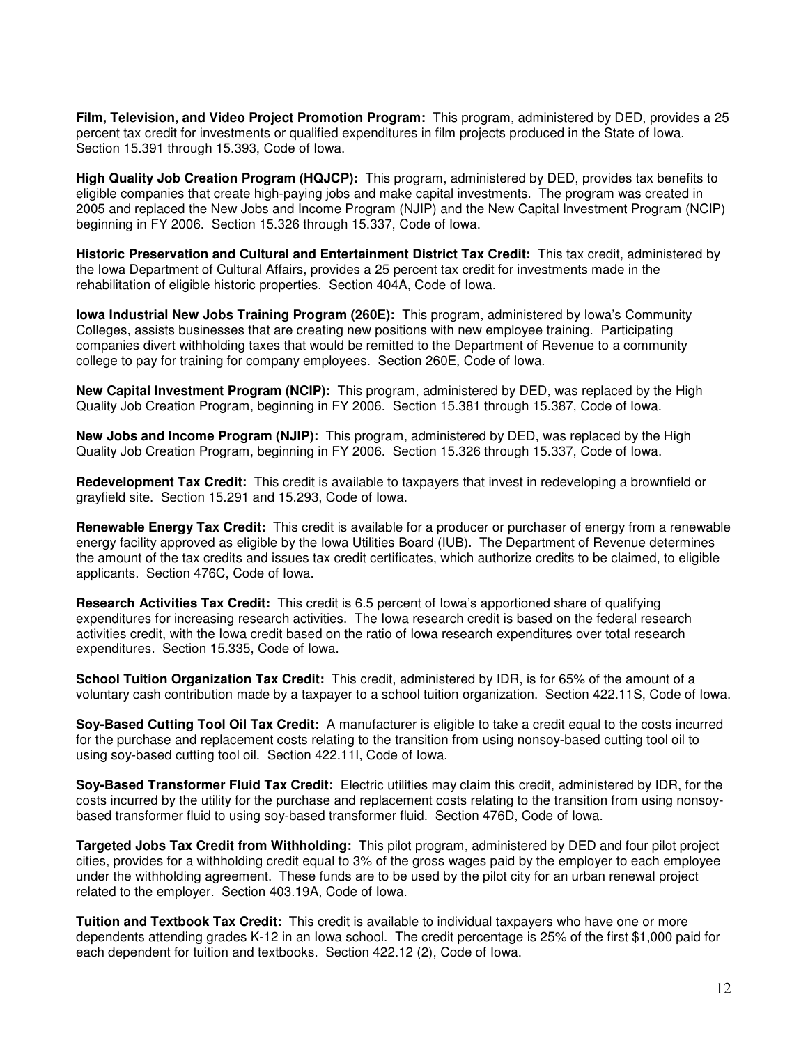**Film, Television, and Video Project Promotion Program:** This program, administered by DED, provides a 25 percent tax credit for investments or qualified expenditures in film projects produced in the State of Iowa. Section 15.391 through 15.393, Code of Iowa.

**High Quality Job Creation Program (HQJCP):** This program, administered by DED, provides tax benefits to eligible companies that create high-paying jobs and make capital investments. The program was created in 2005 and replaced the New Jobs and Income Program (NJIP) and the New Capital Investment Program (NCIP) beginning in FY 2006. Section 15.326 through 15.337, Code of Iowa.

**Historic Preservation and Cultural and Entertainment District Tax Credit:** This tax credit, administered by the Iowa Department of Cultural Affairs, provides a 25 percent tax credit for investments made in the rehabilitation of eligible historic properties. Section 404A, Code of Iowa.

**Iowa Industrial New Jobs Training Program (260E):** This program, administered by Iowa's Community Colleges, assists businesses that are creating new positions with new employee training. Participating companies divert withholding taxes that would be remitted to the Department of Revenue to a community college to pay for training for company employees. Section 260E, Code of Iowa.

**New Capital Investment Program (NCIP):** This program, administered by DED, was replaced by the High Quality Job Creation Program, beginning in FY 2006. Section 15.381 through 15.387, Code of Iowa.

**New Jobs and Income Program (NJIP):** This program, administered by DED, was replaced by the High Quality Job Creation Program, beginning in FY 2006. Section 15.326 through 15.337, Code of Iowa.

**Redevelopment Tax Credit:** This credit is available to taxpayers that invest in redeveloping a brownfield or grayfield site. Section 15.291 and 15.293, Code of Iowa.

**Renewable Energy Tax Credit:** This credit is available for a producer or purchaser of energy from a renewable energy facility approved as eligible by the Iowa Utilities Board (IUB). The Department of Revenue determines the amount of the tax credits and issues tax credit certificates, which authorize credits to be claimed, to eligible applicants. Section 476C, Code of Iowa.

**Research Activities Tax Credit:** This credit is 6.5 percent of Iowa's apportioned share of qualifying expenditures for increasing research activities. The Iowa research credit is based on the federal research activities credit, with the Iowa credit based on the ratio of Iowa research expenditures over total research expenditures. Section 15.335, Code of Iowa.

**School Tuition Organization Tax Credit:** This credit, administered by IDR, is for 65% of the amount of a voluntary cash contribution made by a taxpayer to a school tuition organization. Section 422.11S, Code of Iowa.

**Soy-Based Cutting Tool Oil Tax Credit:** A manufacturer is eligible to take a credit equal to the costs incurred for the purchase and replacement costs relating to the transition from using nonsoy-based cutting tool oil to using soy-based cutting tool oil. Section 422.11I, Code of Iowa.

**Soy-Based Transformer Fluid Tax Credit:** Electric utilities may claim this credit, administered by IDR, for the costs incurred by the utility for the purchase and replacement costs relating to the transition from using nonsoy-based transformer fluid to using soy-based transformer fluid. Section 476D, Code of Iowa.

**Targeted Jobs Tax Credit from Withholding:** This pilot program, administered by DED and four pilot project cities, provides for a withholding credit equal to 3% of the gross wages paid by the employer to each employee under the withholding agreement. These funds are to be used by the pilot city for an urban renewal project related to the employer. Section 403.19A, Code of Iowa.

**Tuition and Textbook Tax Credit:** This credit is available to individual taxpayers who have one or more dependents attending grades K-12 in an Iowa school. The credit percentage is 25% of the first $1,000 paid for each dependent for tuition and textbooks. Section 422.12 (2), Code of Iowa.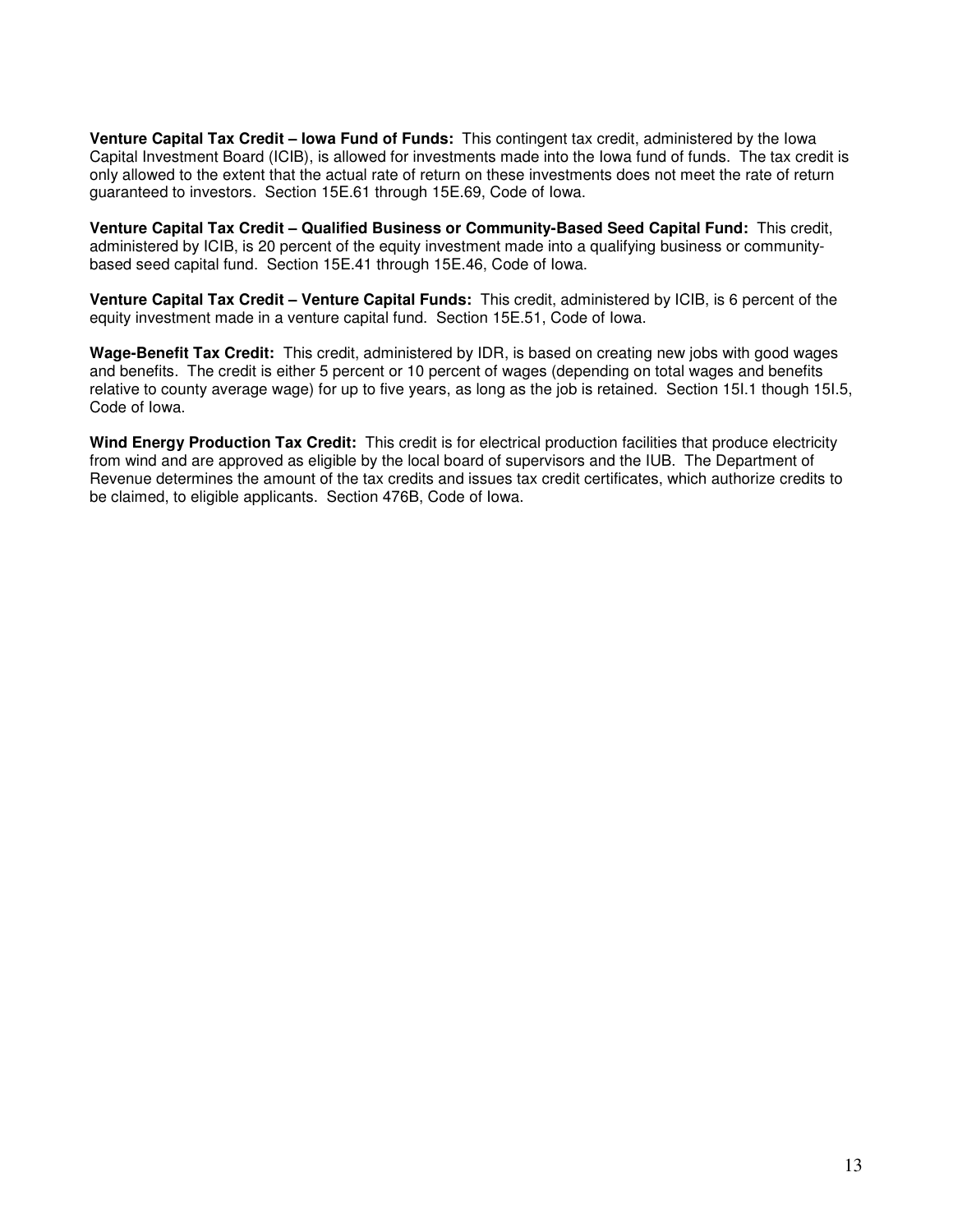**Venture Capital Tax Credit – Iowa Fund of Funds:** This contingent tax credit, administered by the Iowa Capital Investment Board (ICIB), is allowed for investments made into the Iowa fund of funds. The tax credit is only allowed to the extent that the actual rate of return on these investments does not meet the rate of return guaranteed to investors. Section 15E.61 through 15E.69, Code of Iowa.

**Venture Capital Tax Credit – Qualified Business or Community-Based Seed Capital Fund:** This credit, administered by ICIB, is 20 percent of the equity investment made into a qualifying business or community-based seed capital fund. Section 15E.41 through 15E.46, Code of Iowa.

**Venture Capital Tax Credit – Venture Capital Funds:** This credit, administered by ICIB, is 6 percent of the equity investment made in a venture capital fund. Section 15E.51, Code of Iowa.

**Wage-Benefit Tax Credit:** This credit, administered by IDR, is based on creating new jobs with good wages and benefits. The credit is either 5 percent or 10 percent of wages (depending on total wages and benefits relative to county average wage) for up to five years, as long as the job is retained. Section 15I.1 though 15I.5, Code of Iowa.

**Wind Energy Production Tax Credit:** This credit is for electrical production facilities that produce electricity from wind and are approved as eligible by the local board of supervisors and the IUB. The Department of Revenue determines the amount of the tax credits and issues tax credit certificates, which authorize credits to be claimed, to eligible applicants. Section 476B, Code of Iowa.